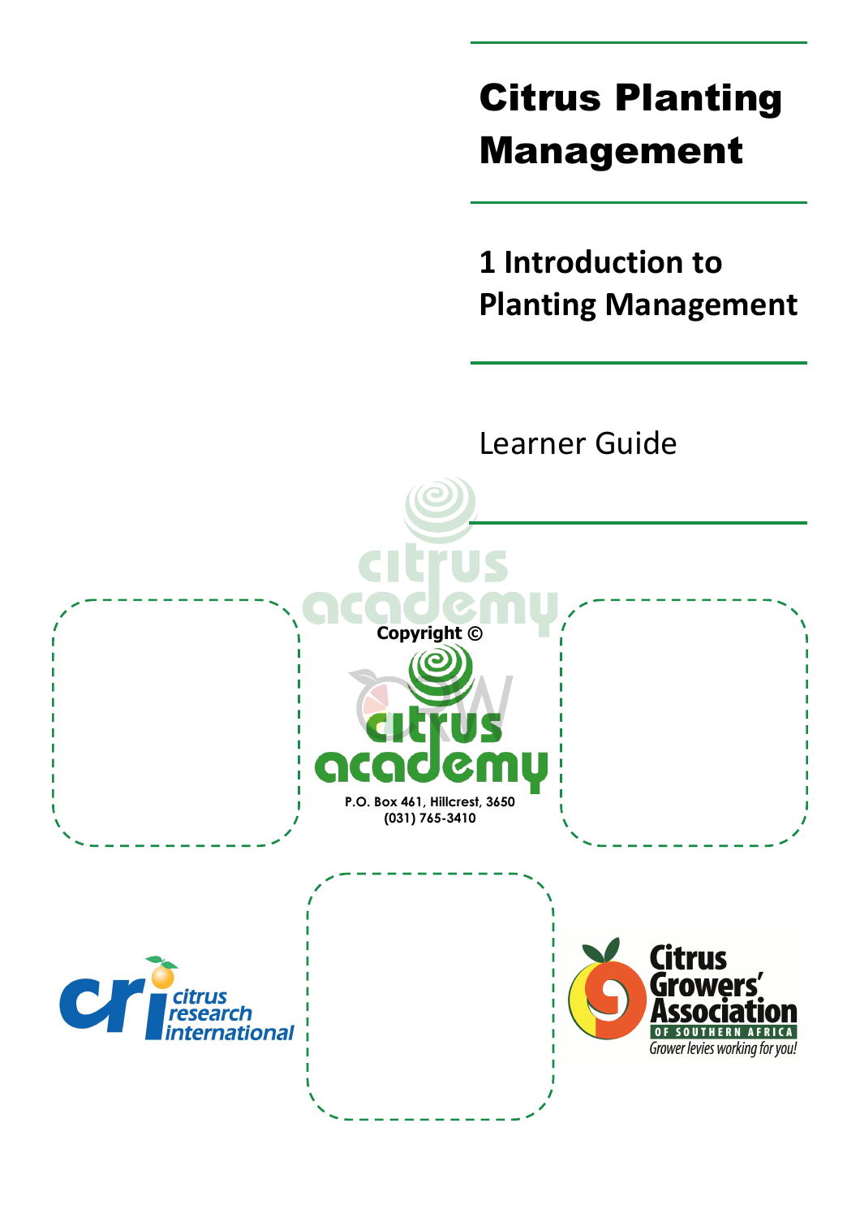# Citrus Planting Management

## 1 Introduction to Planting Management

Learner Guide

Copyright ©

citrus academy

P.O. Box 461, Hillcrest, 3650
(031) 765-3410

citrus research international

Citrus Growers' Association OF SOUTHERN AFRICA
Grower levies working for you!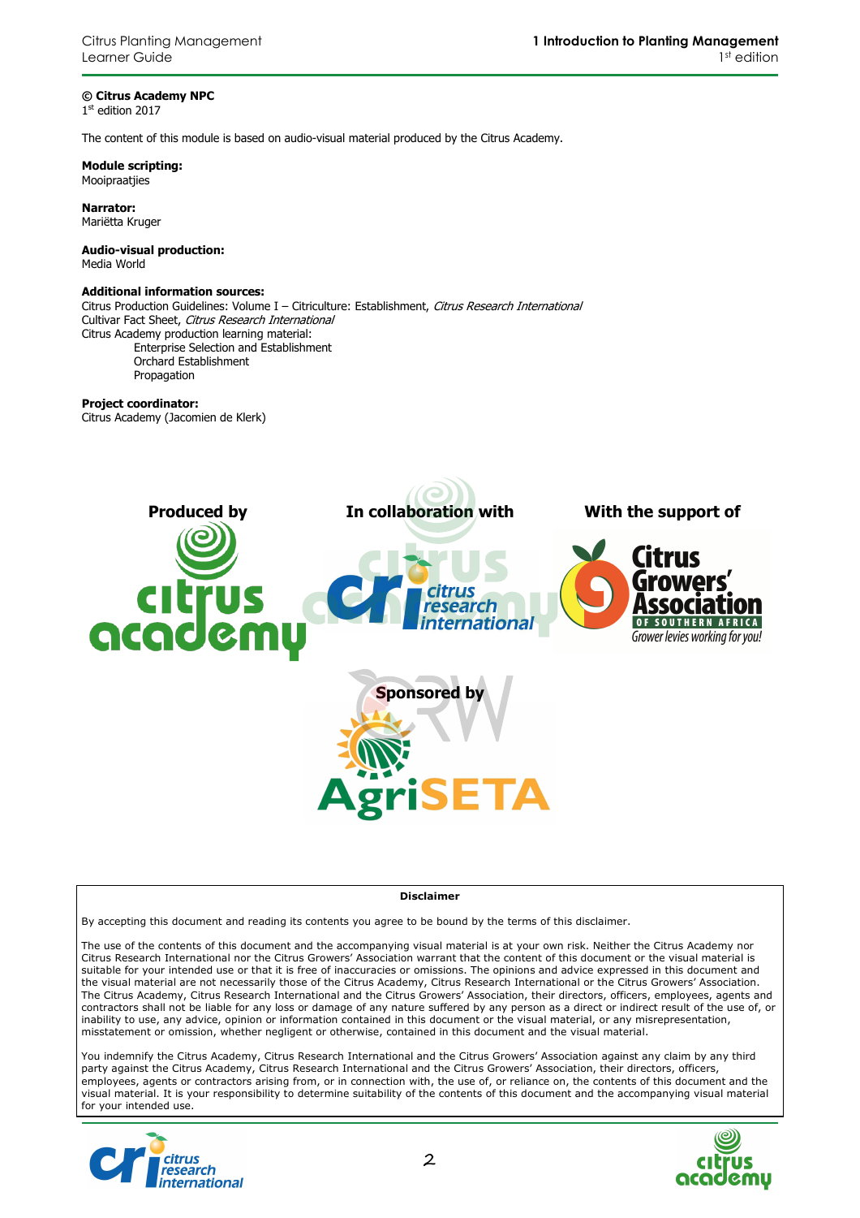**© Citrus Academy NPC**
1st edition 2017

The content of this module is based on audio-visual material produced by the Citrus Academy.

**Module scripting:**
Mooipraatjies

**Narrator:**
Mariëtta Kruger

**Audio-visual production:**
Media World

**Additional information sources:**
Citrus Production Guidelines: Volume I – Citriculture: Establishment, *Citrus Research International*
Cultivar Fact Sheet, *Citrus Research International*
Citrus Academy production learning material:

- Enterprise Selection and Establishment
- Orchard Establishment
- Propagation

**Project coordinator:**
Citrus Academy (Jacomien de Klerk)

**Produced by** citrus academy

**In collaboration with** citrus research international

**With the support of** Citrus Growers' Association of Southern Africa – Grower levies working for you!

**Sponsored by** AgriSETA

**Disclaimer**

By accepting this document and reading its contents you agree to be bound by the terms of this disclaimer.

The use of the contents of this document and the accompanying visual material is at your own risk. Neither the Citrus Academy nor Citrus Research International nor the Citrus Growers' Association warrant that the content of this document or the visual material is suitable for your intended use or that it is free of inaccuracies or omissions. The opinions and advice expressed in this document and the visual material are not necessarily those of the Citrus Academy, Citrus Research International or the Citrus Growers' Association. The Citrus Academy, Citrus Research International and the Citrus Growers' Association, their directors, officers, employees, agents and contractors shall not be liable for any loss or damage of any nature suffered by any person as a direct or indirect result of the use of, or inability to use, any advice, opinion or information contained in this document or the visual material, or any misrepresentation, misstatement or omission, whether negligent or otherwise, contained in this document and the visual material.

You indemnify the Citrus Academy, Citrus Research International and the Citrus Growers' Association against any claim by any third party against the Citrus Academy, Citrus Research International and the Citrus Growers' Association, their directors, officers, employees, agents or contractors arising from, or in connection with, the use of, or reliance on, the contents of this document and the visual material. It is your responsibility to determine suitability of the contents of this document and the accompanying visual material for your intended use.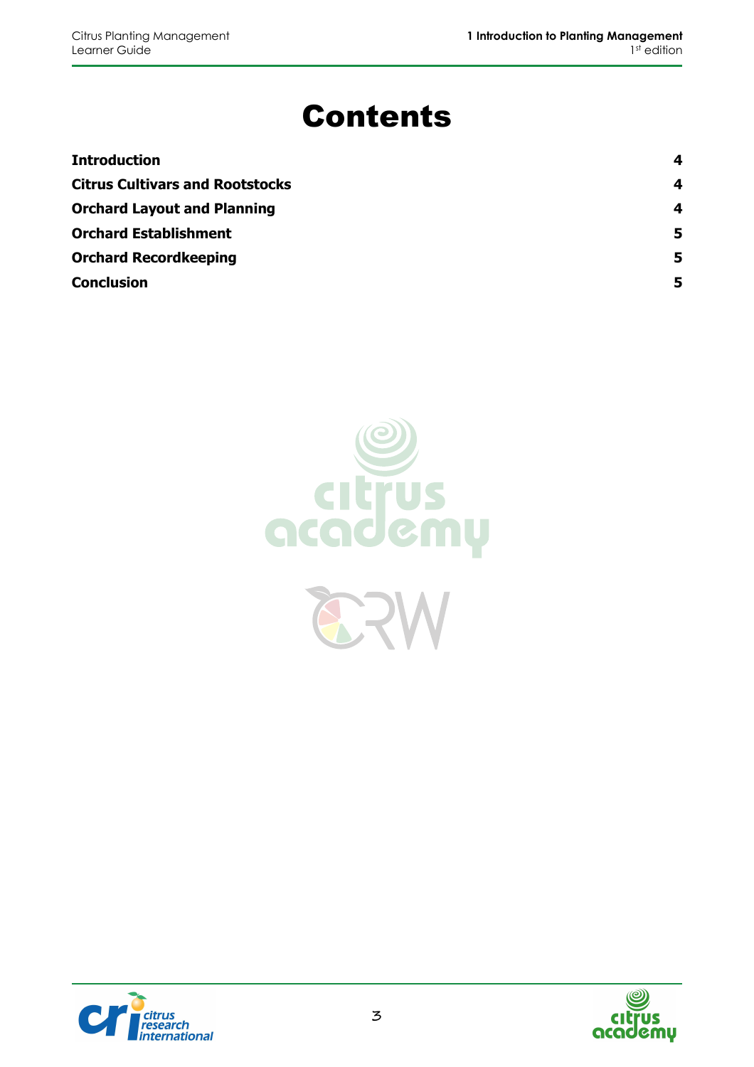# Contents

| | |
|---|---|
| **Introduction** | **4** |
| **Citrus Cultivars and Rootstocks** | **4** |
| **Orchard Layout and Planning** | **4** |
| **Orchard Establishment** | **5** |
| **Orchard Recordkeeping** | **5** |
| **Conclusion** | **5** |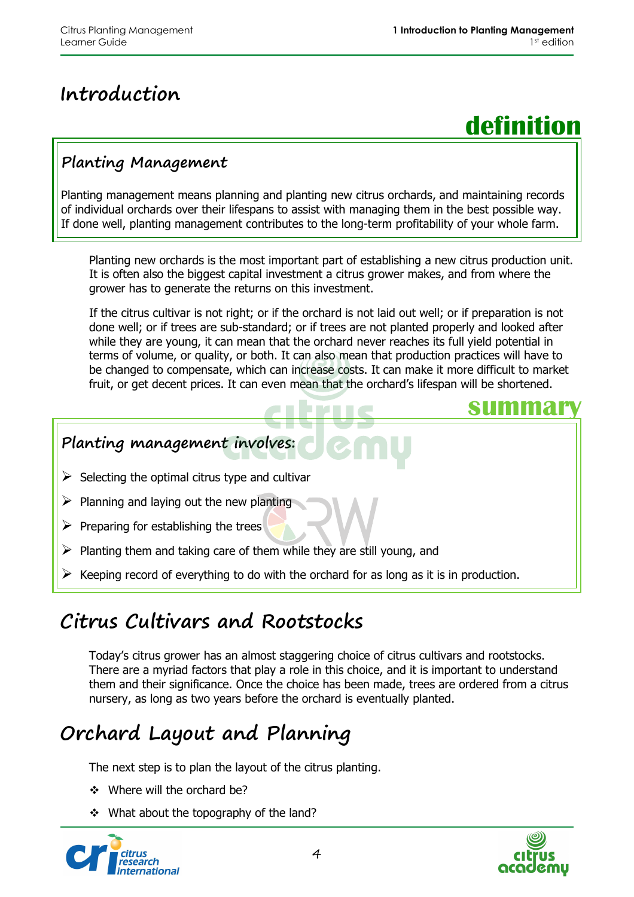# Introduction

**definition**

### Planting Management

Planting management means planning and planting new citrus orchards, and maintaining records of individual orchards over their lifespans to assist with managing them in the best possible way. If done well, planting management contributes to the long-term profitability of your whole farm.

Planting new orchards is the most important part of establishing a new citrus production unit. It is often also the biggest capital investment a citrus grower makes, and from where the grower has to generate the returns on this investment.

If the citrus cultivar is not right; or if the orchard is not laid out well; or if preparation is not done well; or if trees are sub-standard; or if trees are not planted properly and looked after while they are young, it can mean that the orchard never reaches its full yield potential in terms of volume, or quality, or both. It can also mean that production practices will have to be changed to compensate, which can increase costs. It can make it more difficult to market fruit, or get decent prices. It can even mean that the orchard's lifespan will be shortened.

**summary**

### Planting management involves:

- Selecting the optimal citrus type and cultivar
- Planning and laying out the new planting
- Preparing for establishing the trees
- Planting them and taking care of them while they are still young, and
- Keeping record of everything to do with the orchard for as long as it is in production.

## Citrus Cultivars and Rootstocks

Today's citrus grower has an almost staggering choice of citrus cultivars and rootstocks. There are a myriad factors that play a role in this choice, and it is important to understand them and their significance. Once the choice has been made, trees are ordered from a citrus nursery, as long as two years before the orchard is eventually planted.

## Orchard Layout and Planning

The next step is to plan the layout of the citrus planting.

- Where will the orchard be?
- What about the topography of the land?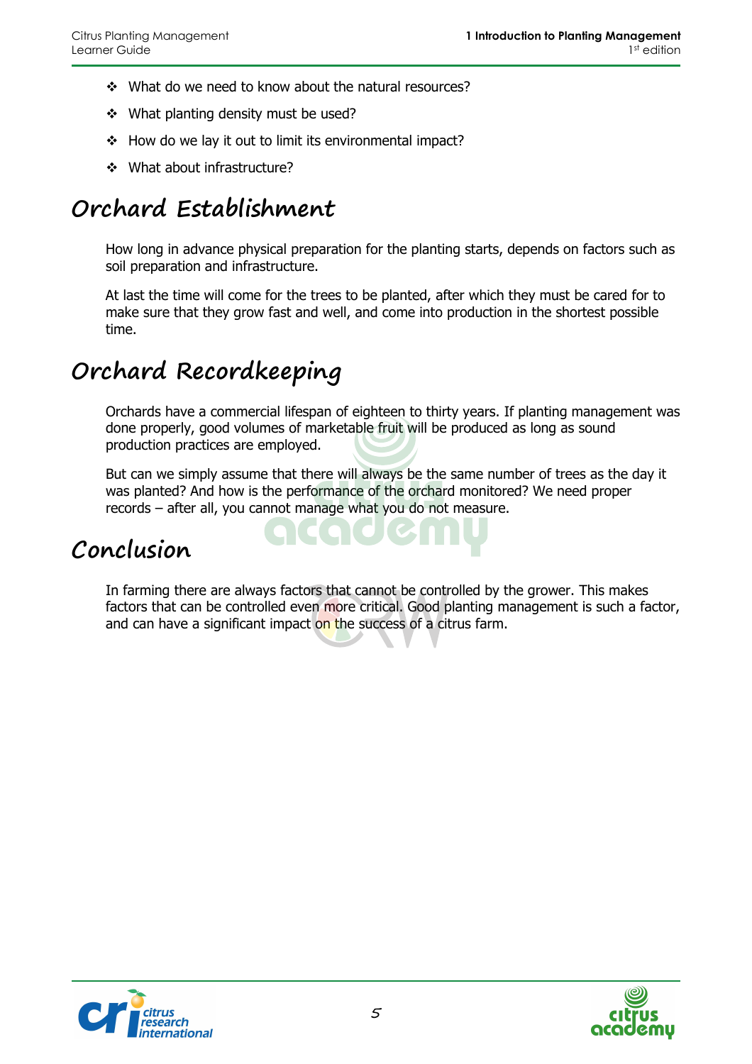- What do we need to know about the natural resources?
- What planting density must be used?
- How do we lay it out to limit its environmental impact?
- What about infrastructure?

## Orchard Establishment

How long in advance physical preparation for the planting starts, depends on factors such as soil preparation and infrastructure.

At last the time will come for the trees to be planted, after which they must be cared for to make sure that they grow fast and well, and come into production in the shortest possible time.

## Orchard Recordkeeping

Orchards have a commercial lifespan of eighteen to thirty years. If planting management was done properly, good volumes of marketable fruit will be produced as long as sound production practices are employed.

But can we simply assume that there will always be the same number of trees as the day it was planted? And how is the performance of the orchard monitored? We need proper records – after all, you cannot manage what you do not measure.

## Conclusion

In farming there are always factors that cannot be controlled by the grower. This makes factors that can be controlled even more critical. Good planting management is such a factor, and can have a significant impact on the success of a citrus farm.